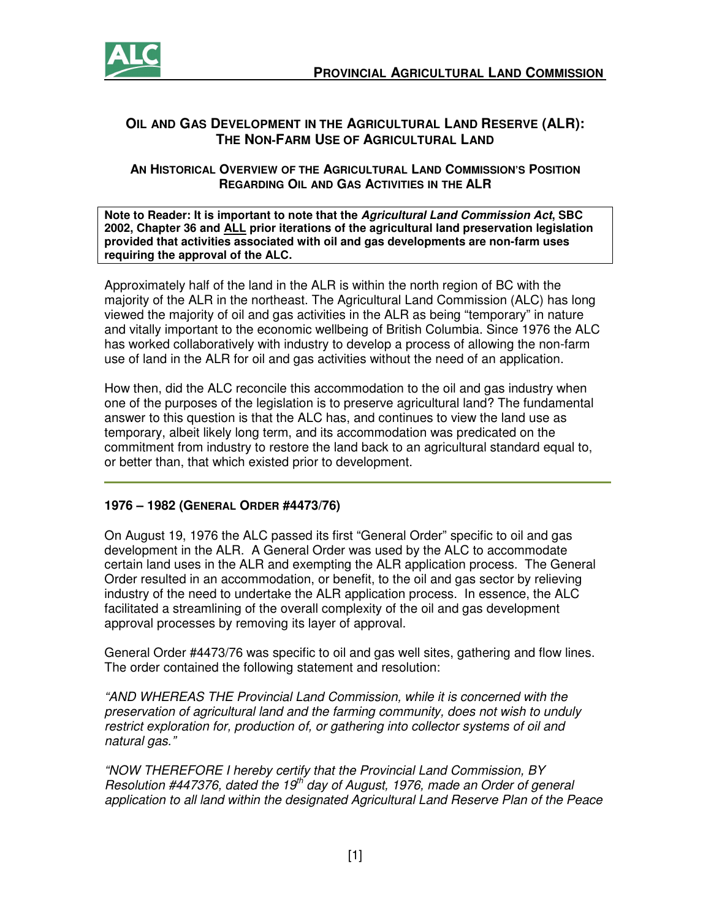# OIL AND GAS DEVELOPMENT IN THE AGRICULTURAL LAND RESERVE (ALR): THE NON-FARM USE OF AGRICULTURAL LAND

## AN HISTORICAL OVERVIEW OF THE AGRICULTURAL LAND COMMISSION'S POSITION REGARDING OIL AND GAS ACTIVITIES IN THE ALR

**Note to Reader: It is important to note that the *Agricultural Land Commission Act*, SBC 2002, Chapter 36 and ALL prior iterations of the agricultural land preservation legislation provided that activities associated with oil and gas developments are non-farm uses requiring the approval of the ALC.**

Approximately half of the land in the ALR is within the north region of BC with the majority of the ALR in the northeast. The Agricultural Land Commission (ALC) has long viewed the majority of oil and gas activities in the ALR as being "temporary" in nature and vitally important to the economic wellbeing of British Columbia. Since 1976 the ALC has worked collaboratively with industry to develop a process of allowing the non-farm use of land in the ALR for oil and gas activities without the need of an application.

How then, did the ALC reconcile this accommodation to the oil and gas industry when one of the purposes of the legislation is to preserve agricultural land? The fundamental answer to this question is that the ALC has, and continues to view the land use as temporary, albeit likely long term, and its accommodation was predicated on the commitment from industry to restore the land back to an agricultural standard equal to, or better than, that which existed prior to development.

---

### 1976 – 1982 (GENERAL ORDER #4473/76)

On August 19, 1976 the ALC passed its first "General Order" specific to oil and gas development in the ALR. A General Order was used by the ALC to accommodate certain land uses in the ALR and exempting the ALR application process. The General Order resulted in an accommodation, or benefit, to the oil and gas sector by relieving industry of the need to undertake the ALR application process. In essence, the ALC facilitated a streamlining of the overall complexity of the oil and gas development approval processes by removing its layer of approval.

General Order #4473/76 was specific to oil and gas well sites, gathering and flow lines. The order contained the following statement and resolution:

*"AND WHEREAS THE Provincial Land Commission, while it is concerned with the preservation of agricultural land and the farming community, does not wish to unduly restrict exploration for, production of, or gathering into collector systems of oil and natural gas."*

*"NOW THEREFORE I hereby certify that the Provincial Land Commission, BY Resolution #447376, dated the 19th day of August, 1976, made an Order of general application to all land within the designated Agricultural Land Reserve Plan of the Peace*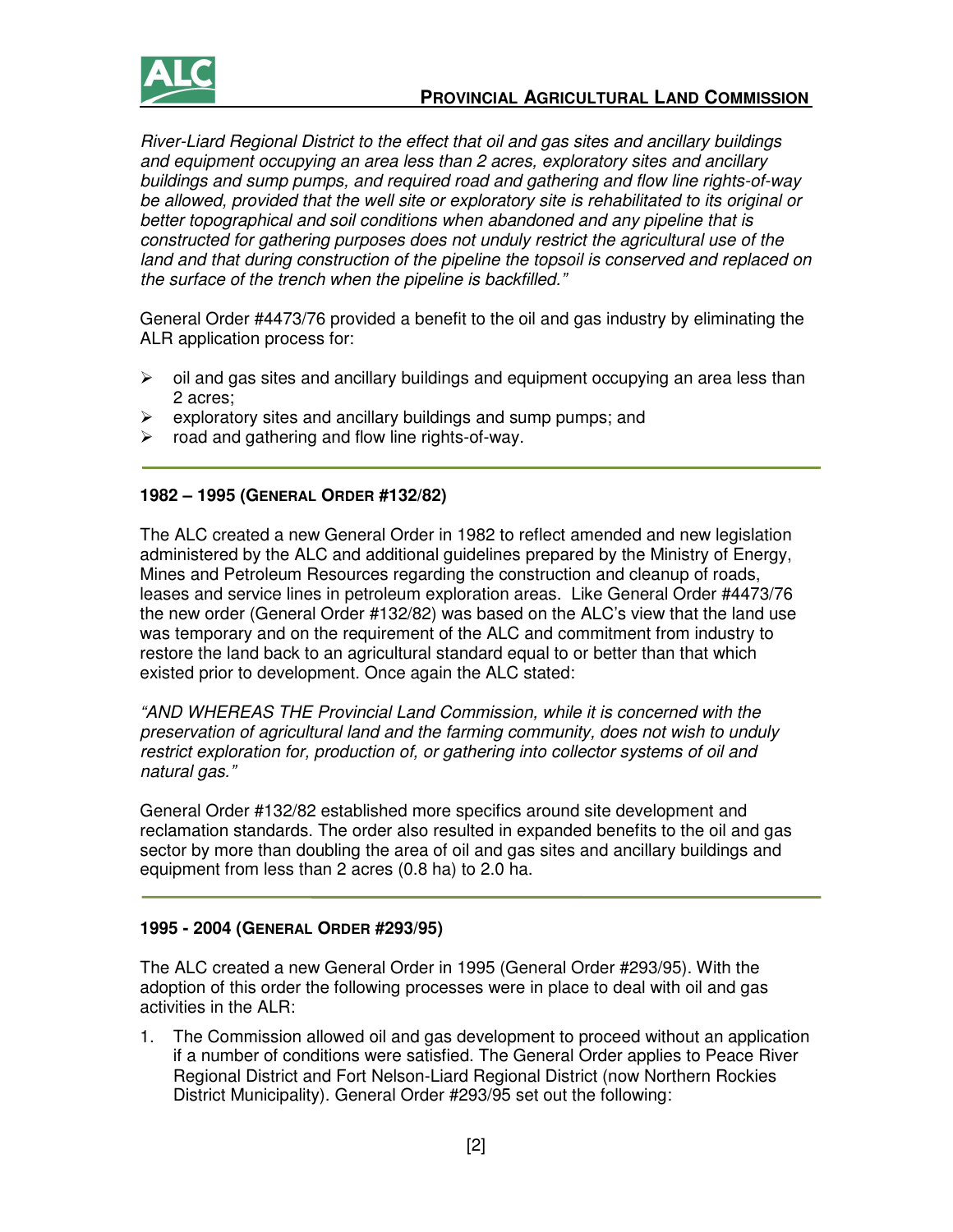*River-Liard Regional District to the effect that oil and gas sites and ancillary buildings and equipment occupying an area less than 2 acres, exploratory sites and ancillary buildings and sump pumps, and required road and gathering and flow line rights-of-way be allowed, provided that the well site or exploratory site is rehabilitated to its original or better topographical and soil conditions when abandoned and any pipeline that is constructed for gathering purposes does not unduly restrict the agricultural use of the land and that during construction of the pipeline the topsoil is conserved and replaced on the surface of the trench when the pipeline is backfilled."*

General Order #4473/76 provided a benefit to the oil and gas industry by eliminating the ALR application process for:

- oil and gas sites and ancillary buildings and equipment occupying an area less than 2 acres;
- exploratory sites and ancillary buildings and sump pumps; and
- road and gathering and flow line rights-of-way.

---

### 1982 – 1995 (General Order #132/82)

The ALC created a new General Order in 1982 to reflect amended and new legislation administered by the ALC and additional guidelines prepared by the Ministry of Energy, Mines and Petroleum Resources regarding the construction and cleanup of roads, leases and service lines in petroleum exploration areas. Like General Order #4473/76 the new order (General Order #132/82) was based on the ALC's view that the land use was temporary and on the requirement of the ALC and commitment from industry to restore the land back to an agricultural standard equal to or better than that which existed prior to development. Once again the ALC stated:

*"AND WHEREAS THE Provincial Land Commission, while it is concerned with the preservation of agricultural land and the farming community, does not wish to unduly restrict exploration for, production of, or gathering into collector systems of oil and natural gas."*

General Order #132/82 established more specifics around site development and reclamation standards. The order also resulted in expanded benefits to the oil and gas sector by more than doubling the area of oil and gas sites and ancillary buildings and equipment from less than 2 acres (0.8 ha) to 2.0 ha.

---

### 1995 - 2004 (General Order #293/95)

The ALC created a new General Order in 1995 (General Order #293/95). With the adoption of this order the following processes were in place to deal with oil and gas activities in the ALR:

1. The Commission allowed oil and gas development to proceed without an application if a number of conditions were satisfied. The General Order applies to Peace River Regional District and Fort Nelson-Liard Regional District (now Northern Rockies District Municipality). General Order #293/95 set out the following: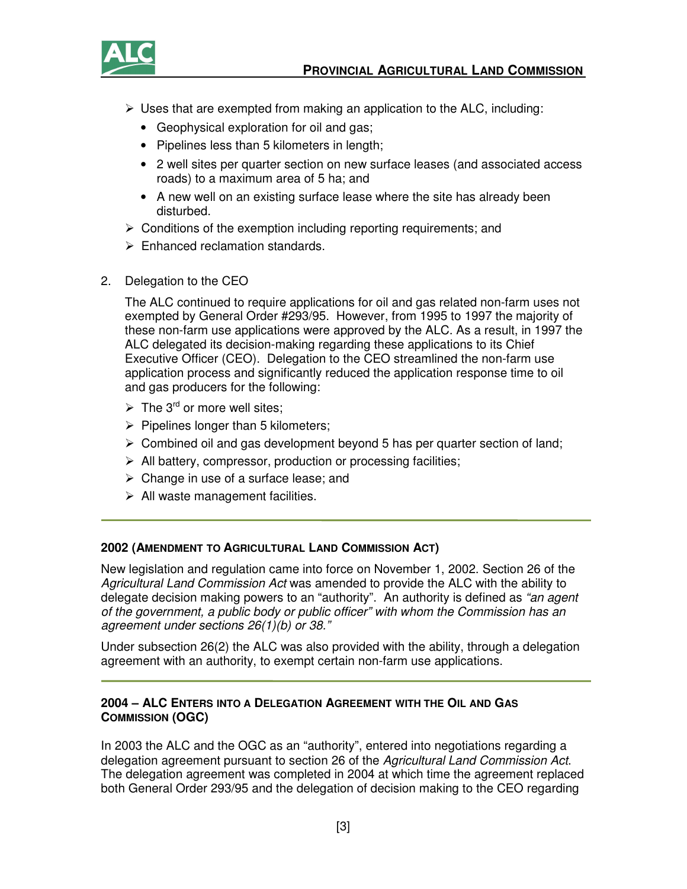- Uses that are exempted from making an application to the ALC, including:
  - Geophysical exploration for oil and gas;
  - Pipelines less than 5 kilometers in length;
  - 2 well sites per quarter section on new surface leases (and associated access roads) to a maximum area of 5 ha; and
  - A new well on an existing surface lease where the site has already been disturbed.
- Conditions of the exemption including reporting requirements; and
- Enhanced reclamation standards.

2. Delegation to the CEO

   The ALC continued to require applications for oil and gas related non-farm uses not exempted by General Order #293/95. However, from 1995 to 1997 the majority of these non-farm use applications were approved by the ALC. As a result, in 1997 the ALC delegated its decision-making regarding these applications to its Chief Executive Officer (CEO). Delegation to the CEO streamlined the non-farm use application process and significantly reduced the application response time to oil and gas producers for the following:

   - The 3rd or more well sites;
   - Pipelines longer than 5 kilometers;
   - Combined oil and gas development beyond 5 has per quarter section of land;
   - All battery, compressor, production or processing facilities;
   - Change in use of a surface lease; and
   - All waste management facilities.

---

### 2002 (AMENDMENT TO AGRICULTURAL LAND COMMISSION ACT)

New legislation and regulation came into force on November 1, 2002. Section 26 of the *Agricultural Land Commission Act* was amended to provide the ALC with the ability to delegate decision making powers to an "authority". An authority is defined as *"an agent of the government, a public body or public officer" with whom the Commission has an agreement under sections 26(1)(b) or 38."*

Under subsection 26(2) the ALC was also provided with the ability, through a delegation agreement with an authority, to exempt certain non-farm use applications.

---

### 2004 – ALC ENTERS INTO A DELEGATION AGREEMENT WITH THE OIL AND GAS COMMISSION (OGC)

In 2003 the ALC and the OGC as an "authority", entered into negotiations regarding a delegation agreement pursuant to section 26 of the *Agricultural Land Commission Act*. The delegation agreement was completed in 2004 at which time the agreement replaced both General Order 293/95 and the delegation of decision making to the CEO regarding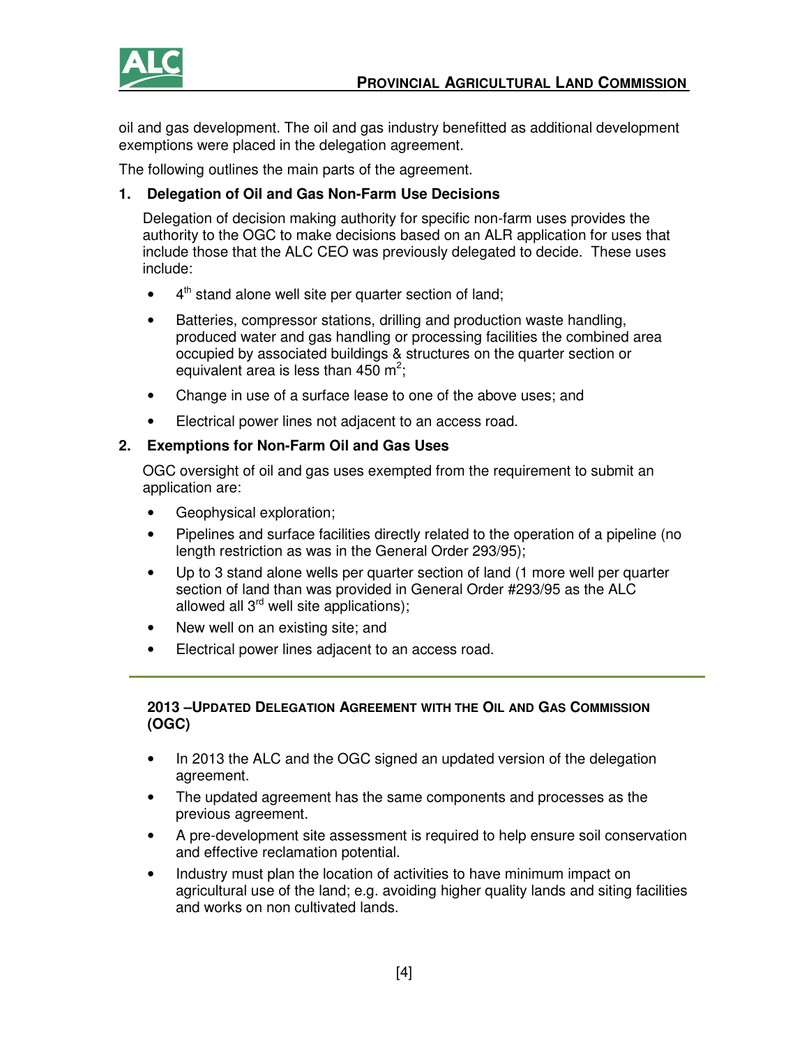oil and gas development. The oil and gas industry benefitted as additional development exemptions were placed in the delegation agreement.

The following outlines the main parts of the agreement.

**1. Delegation of Oil and Gas Non-Farm Use Decisions**

Delegation of decision making authority for specific non-farm uses provides the authority to the OGC to make decisions based on an ALR application for uses that include those that the ALC CEO was previously delegated to decide. These uses include:

- 4th stand alone well site per quarter section of land;
- Batteries, compressor stations, drilling and production waste handling, produced water and gas handling or processing facilities the combined area occupied by associated buildings & structures on the quarter section or equivalent area is less than 450 $m^2$;
- Change in use of a surface lease to one of the above uses; and
- Electrical power lines not adjacent to an access road.

**2. Exemptions for Non-Farm Oil and Gas Uses**

OGC oversight of oil and gas uses exempted from the requirement to submit an application are:

- Geophysical exploration;
- Pipelines and surface facilities directly related to the operation of a pipeline (no length restriction as was in the General Order 293/95);
- Up to 3 stand alone wells per quarter section of land (1 more well per quarter section of land than was provided in General Order #293/95 as the ALC allowed all 3rd well site applications);
- New well on an existing site; and
- Electrical power lines adjacent to an access road.

---

## 2013 – Updated Delegation Agreement with the Oil and Gas Commission (OGC)

- In 2013 the ALC and the OGC signed an updated version of the delegation agreement.
- The updated agreement has the same components and processes as the previous agreement.
- A pre-development site assessment is required to help ensure soil conservation and effective reclamation potential.
- Industry must plan the location of activities to have minimum impact on agricultural use of the land; e.g. avoiding higher quality lands and siting facilities and works on non cultivated lands.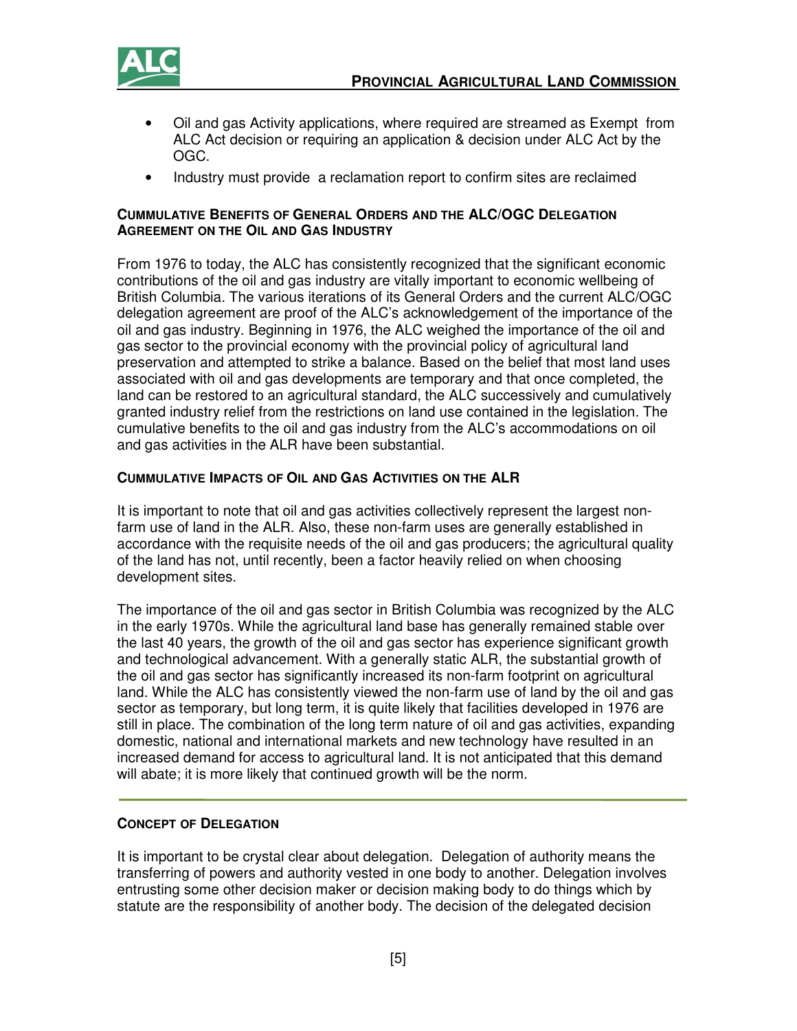- Oil and gas Activity applications, where required are streamed as Exempt from ALC Act decision or requiring an application & decision under ALC Act by the OGC.
- Industry must provide a reclamation report to confirm sites are reclaimed

### CUMMULATIVE BENEFITS OF GENERAL ORDERS AND THE ALC/OGC DELEGATION AGREEMENT ON THE OIL AND GAS INDUSTRY

From 1976 to today, the ALC has consistently recognized that the significant economic contributions of the oil and gas industry are vitally important to economic wellbeing of British Columbia. The various iterations of its General Orders and the current ALC/OGC delegation agreement are proof of the ALC's acknowledgement of the importance of the oil and gas industry. Beginning in 1976, the ALC weighed the importance of the oil and gas sector to the provincial economy with the provincial policy of agricultural land preservation and attempted to strike a balance. Based on the belief that most land uses associated with oil and gas developments are temporary and that once completed, the land can be restored to an agricultural standard, the ALC successively and cumulatively granted industry relief from the restrictions on land use contained in the legislation. The cumulative benefits to the oil and gas industry from the ALC's accommodations on oil and gas activities in the ALR have been substantial.

### CUMMULATIVE IMPACTS OF OIL AND GAS ACTIVITIES ON THE ALR

It is important to note that oil and gas activities collectively represent the largest non-farm use of land in the ALR. Also, these non-farm uses are generally established in accordance with the requisite needs of the oil and gas producers; the agricultural quality of the land has not, until recently, been a factor heavily relied on when choosing development sites.

The importance of the oil and gas sector in British Columbia was recognized by the ALC in the early 1970s. While the agricultural land base has generally remained stable over the last 40 years, the growth of the oil and gas sector has experience significant growth and technological advancement. With a generally static ALR, the substantial growth of the oil and gas sector has significantly increased its non-farm footprint on agricultural land. While the ALC has consistently viewed the non-farm use of land by the oil and gas sector as temporary, but long term, it is quite likely that facilities developed in 1976 are still in place. The combination of the long term nature of oil and gas activities, expanding domestic, national and international markets and new technology have resulted in an increased demand for access to agricultural land. It is not anticipated that this demand will abate; it is more likely that continued growth will be the norm.

---

### CONCEPT OF DELEGATION

It is important to be crystal clear about delegation. Delegation of authority means the transferring of powers and authority vested in one body to another. Delegation involves entrusting some other decision maker or decision making body to do things which by statute are the responsibility of another body. The decision of the delegated decision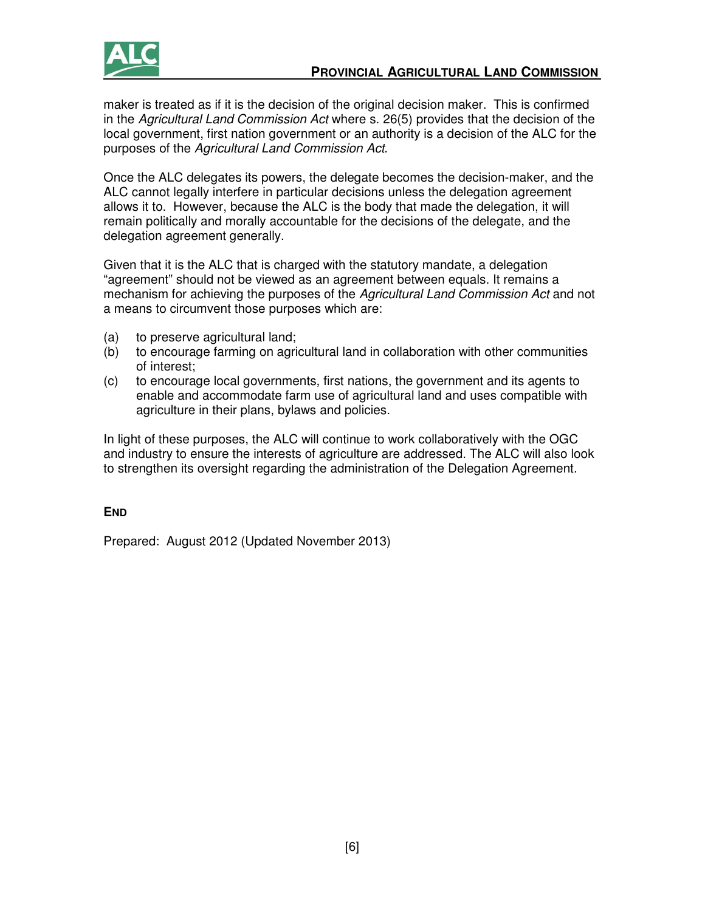maker is treated as if it is the decision of the original decision maker. This is confirmed in the *Agricultural Land Commission Act* where s. 26(5) provides that the decision of the local government, first nation government or an authority is a decision of the ALC for the purposes of the *Agricultural Land Commission Act*.

Once the ALC delegates its powers, the delegate becomes the decision-maker, and the ALC cannot legally interfere in particular decisions unless the delegation agreement allows it to. However, because the ALC is the body that made the delegation, it will remain politically and morally accountable for the decisions of the delegate, and the delegation agreement generally.

Given that it is the ALC that is charged with the statutory mandate, a delegation "agreement" should not be viewed as an agreement between equals. It remains a mechanism for achieving the purposes of the *Agricultural Land Commission Act* and not a means to circumvent those purposes which are:

(a) to preserve agricultural land;
(b) to encourage farming on agricultural land in collaboration with other communities of interest;
(c) to encourage local governments, first nations, the government and its agents to enable and accommodate farm use of agricultural land and uses compatible with agriculture in their plans, bylaws and policies.

In light of these purposes, the ALC will continue to work collaboratively with the OGC and industry to ensure the interests of agriculture are addressed. The ALC will also look to strengthen its oversight regarding the administration of the Delegation Agreement.

**END**

Prepared: August 2012 (Updated November 2013)